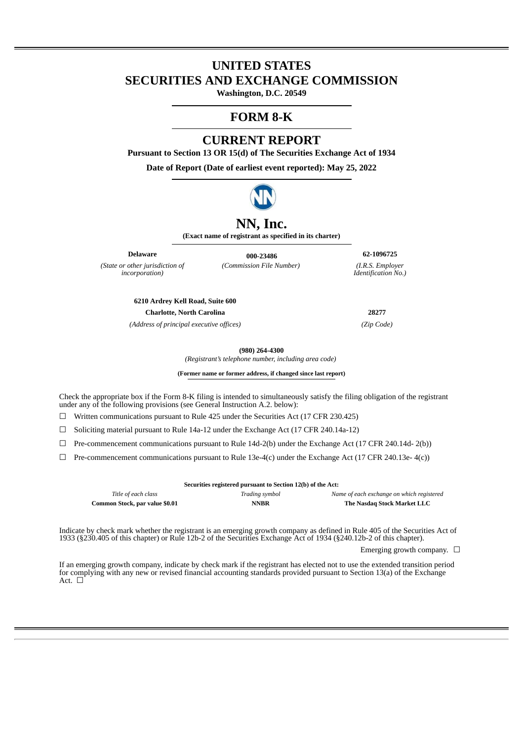# UNITED STATES
# SECURITIES AND EXCHANGE COMMISSION

**Washington, D.C. 20549**

## FORM 8-K

## CURRENT REPORT

**Pursuant to Section 13 OR 15(d) of The Securities Exchange Act of 1934**

**Date of Report (Date of earliest event reported): May 25, 2022**

# NN, Inc.

**(Exact name of registrant as specified in its charter)**

| **Delaware** | **000-23486** | **62-1096725** |
|---|---|---|
| *(State or other jurisdiction of incorporation)* | *(Commission File Number)* | *(I.R.S. Employer Identification No.)* |

| **6210 Ardrey Kell Road, Suite 600** | |
|---|---|
| **Charlotte, North Carolina** | **28277** |
| *(Address of principal executive offices)* | *(Zip Code)* |

**(980) 264-4300**

*(Registrant's telephone number, including area code)*

**(Former name or former address, if changed since last report)**

Check the appropriate box if the Form 8-K filing is intended to simultaneously satisfy the filing obligation of the registrant under any of the following provisions (see General Instruction A.2. below):

☐ Written communications pursuant to Rule 425 under the Securities Act (17 CFR 230.425)

☐ Soliciting material pursuant to Rule 14a-12 under the Exchange Act (17 CFR 240.14a-12)

☐ Pre-commencement communications pursuant to Rule 14d-2(b) under the Exchange Act (17 CFR 240.14d- 2(b))

☐ Pre-commencement communications pursuant to Rule 13e-4(c) under the Exchange Act (17 CFR 240.13e- 4(c))

**Securities registered pursuant to Section 12(b) of the Act:**

| *Title of each class* | *Trading symbol* | *Name of each exchange on which registered* |
|---|---|---|
| **Common Stock, par value $0.01** | **NNBR** | **The Nasdaq Stock Market LLC** |

Indicate by check mark whether the registrant is an emerging growth company as defined in Rule 405 of the Securities Act of 1933 (§230.405 of this chapter) or Rule 12b-2 of the Securities Exchange Act of 1934 (§240.12b-2 of this chapter).

Emerging growth company. ☐

If an emerging growth company, indicate by check mark if the registrant has elected not to use the extended transition period for complying with any new or revised financial accounting standards provided pursuant to Section 13(a) of the Exchange Act. ☐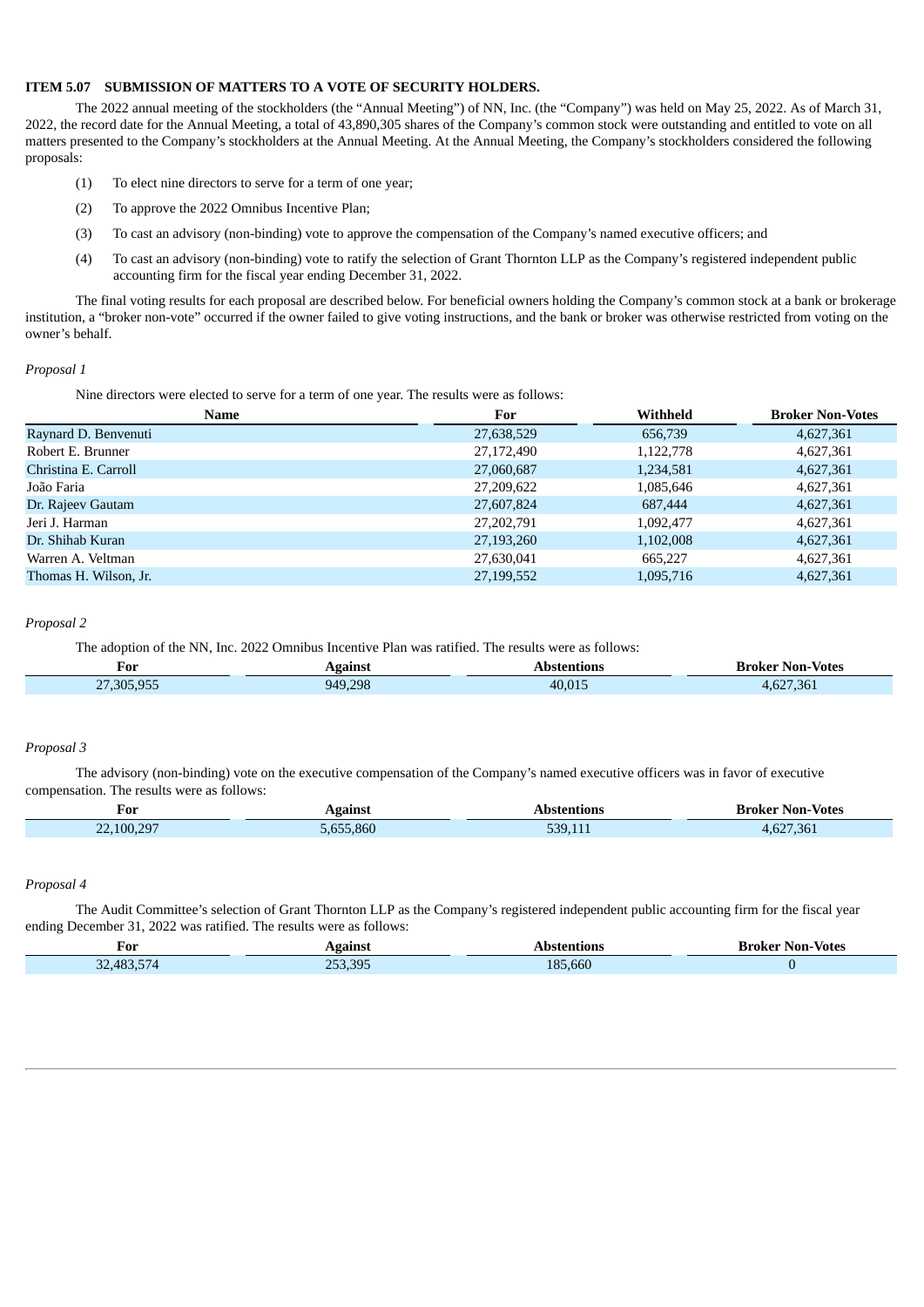### ITEM 5.07 SUBMISSION OF MATTERS TO A VOTE OF SECURITY HOLDERS.

The 2022 annual meeting of the stockholders (the "Annual Meeting") of NN, Inc. (the "Company") was held on May 25, 2022. As of March 31, 2022, the record date for the Annual Meeting, a total of 43,890,305 shares of the Company's common stock were outstanding and entitled to vote on all matters presented to the Company's stockholders at the Annual Meeting. At the Annual Meeting, the Company's stockholders considered the following proposals:

(1) To elect nine directors to serve for a term of one year;

(2) To approve the 2022 Omnibus Incentive Plan;

(3) To cast an advisory (non-binding) vote to approve the compensation of the Company's named executive officers; and

(4) To cast an advisory (non-binding) vote to ratify the selection of Grant Thornton LLP as the Company's registered independent public accounting firm for the fiscal year ending December 31, 2022.

The final voting results for each proposal are described below. For beneficial owners holding the Company's common stock at a bank or brokerage institution, a "broker non-vote" occurred if the owner failed to give voting instructions, and the bank or broker was otherwise restricted from voting on the owner's behalf.

*Proposal 1*

Nine directors were elected to serve for a term of one year. The results were as follows:

| Name | For | Withheld | Broker Non-Votes |
|---|---|---|---|
| Raynard D. Benvenuti | 27,638,529 | 656,739 | 4,627,361 |
| Robert E. Brunner | 27,172,490 | 1,122,778 | 4,627,361 |
| Christina E. Carroll | 27,060,687 | 1,234,581 | 4,627,361 |
| João Faria | 27,209,622 | 1,085,646 | 4,627,361 |
| Dr. Rajeev Gautam | 27,607,824 | 687,444 | 4,627,361 |
| Jeri J. Harman | 27,202,791 | 1,092,477 | 4,627,361 |
| Dr. Shihab Kuran | 27,193,260 | 1,102,008 | 4,627,361 |
| Warren A. Veltman | 27,630,041 | 665,227 | 4,627,361 |
| Thomas H. Wilson, Jr. | 27,199,552 | 1,095,716 | 4,627,361 |

*Proposal 2*

The adoption of the NN, Inc. 2022 Omnibus Incentive Plan was ratified. The results were as follows:

| For | Against | Abstentions | Broker Non-Votes |
|---|---|---|---|
| 27,305,955 | 949,298 | 40,015 | 4,627,361 |

*Proposal 3*

The advisory (non-binding) vote on the executive compensation of the Company's named executive officers was in favor of executive compensation. The results were as follows:

| For | Against | Abstentions | Broker Non-Votes |
|---|---|---|---|
| 22,100,297 | 5,655,860 | 539,111 | 4,627,361 |

*Proposal 4*

The Audit Committee's selection of Grant Thornton LLP as the Company's registered independent public accounting firm for the fiscal year ending December 31, 2022 was ratified. The results were as follows:

| For | Against | Abstentions | Broker Non-Votes |
|---|---|---|---|
| 32,483,574 | 253,395 | 185,660 | 0 |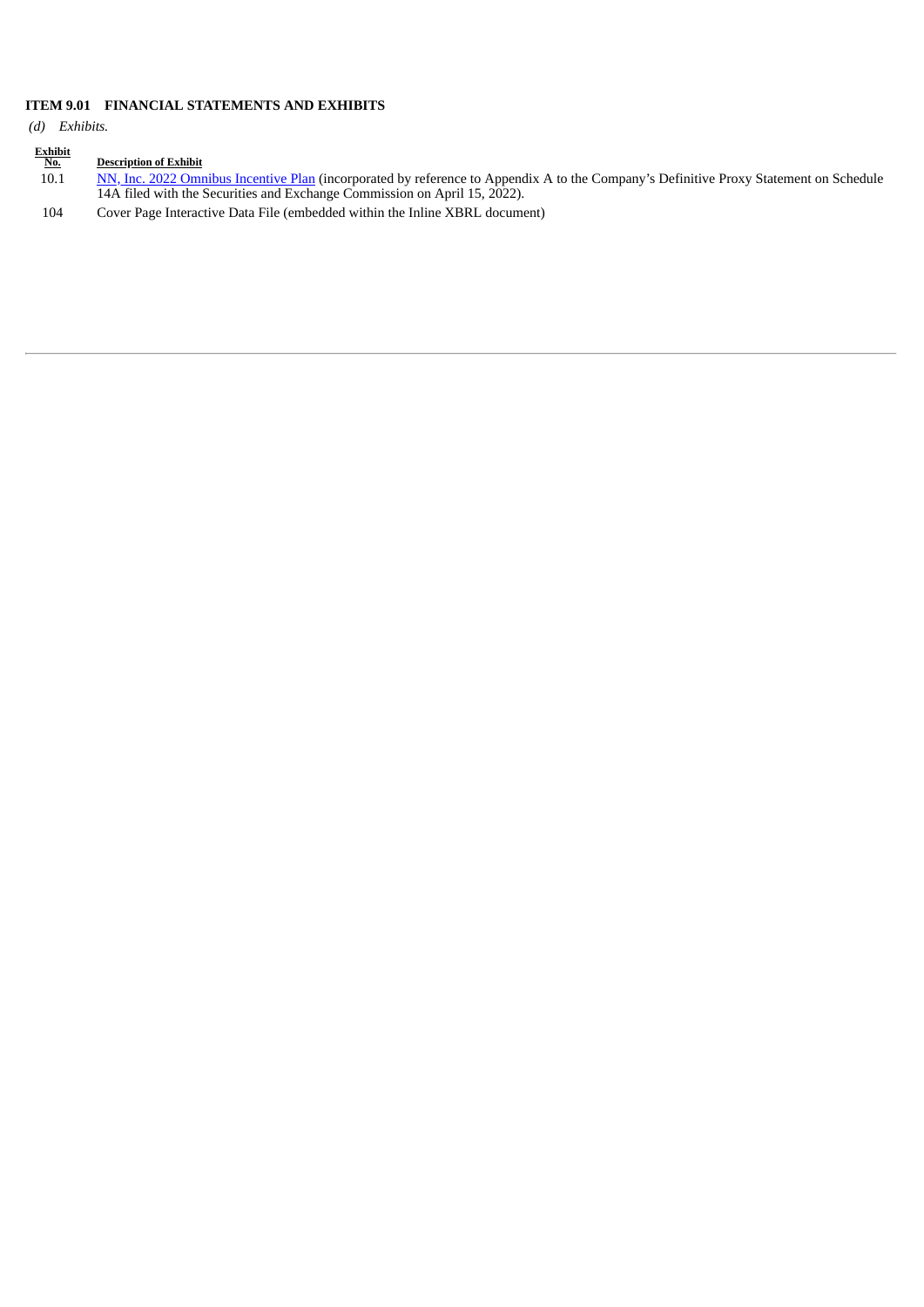**ITEM 9.01 FINANCIAL STATEMENTS AND EXHIBITS**

*(d) Exhibits.*

| Exhibit No. | Description of Exhibit |
| --- | --- |
| 10.1 | NN, Inc. 2022 Omnibus Incentive Plan (incorporated by reference to Appendix A to the Company's Definitive Proxy Statement on Schedule 14A filed with the Securities and Exchange Commission on April 15, 2022). |
| 104 | Cover Page Interactive Data File (embedded within the Inline XBRL document) |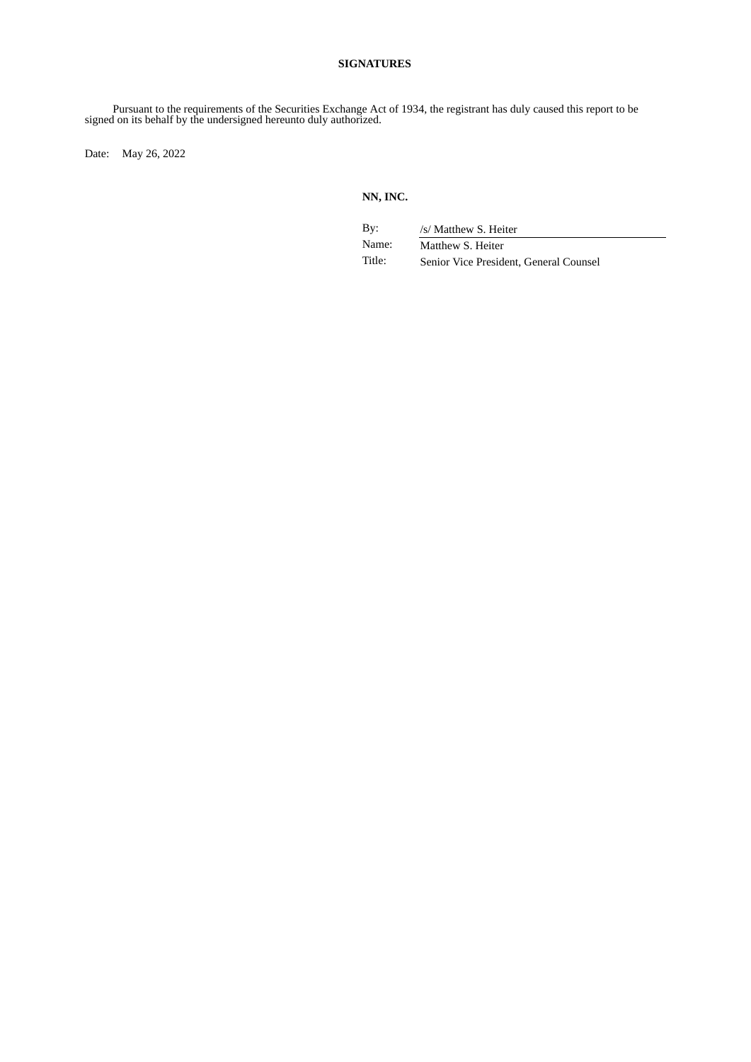**SIGNATURES**

Pursuant to the requirements of the Securities Exchange Act of 1934, the registrant has duly caused this report to be signed on its behalf by the undersigned hereunto duly authorized.

Date: May 26, 2022

**NN, INC.**

| | |
|---|---|
| By: | /s/ Matthew S. Heiter |
| Name: | Matthew S. Heiter |
| Title: | Senior Vice President, General Counsel |